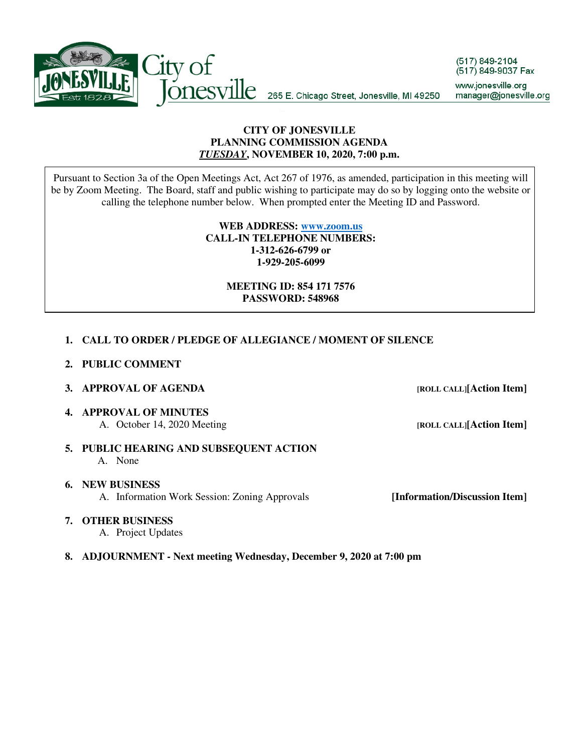City of Jonesville 265 E. Chicago Street, Jonesville, MI 49250

(517) 849-2104
(517) 849-9037 Fax
www.jonesville.org
manager@jonesville.org

**CITY OF JONESVILLE**
**PLANNING COMMISSION AGENDA**
***TUESDAY*, NOVEMBER 10, 2020, 7:00 p.m.**

Pursuant to Section 3a of the Open Meetings Act, Act 267 of 1976, as amended, participation in this meeting will be by Zoom Meeting. The Board, staff and public wishing to participate may do so by logging onto the website or calling the telephone number below. When prompted enter the Meeting ID and Password.

**WEB ADDRESS: www.zoom.us**
**CALL-IN TELEPHONE NUMBERS:**
**1-312-626-6799 or**
**1-929-205-6099**

**MEETING ID: 854 171 7576**
**PASSWORD: 548968**

1. **CALL TO ORDER / PLEDGE OF ALLEGIANCE / MOMENT OF SILENCE**
2. **PUBLIC COMMENT**
3. **APPROVAL OF AGENDA** [ROLL CALL]**[Action Item]**
4. **APPROVAL OF MINUTES**
   A. October 14, 2020 Meeting [ROLL CALL]**[Action Item]**
5. **PUBLIC HEARING AND SUBSEQUENT ACTION**
   A. None
6. **NEW BUSINESS**
   A. Information Work Session: Zoning Approvals **[Information/Discussion Item]**
7. **OTHER BUSINESS**
   A. Project Updates
8. **ADJOURNMENT - Next meeting Wednesday, December 9, 2020 at 7:00 pm**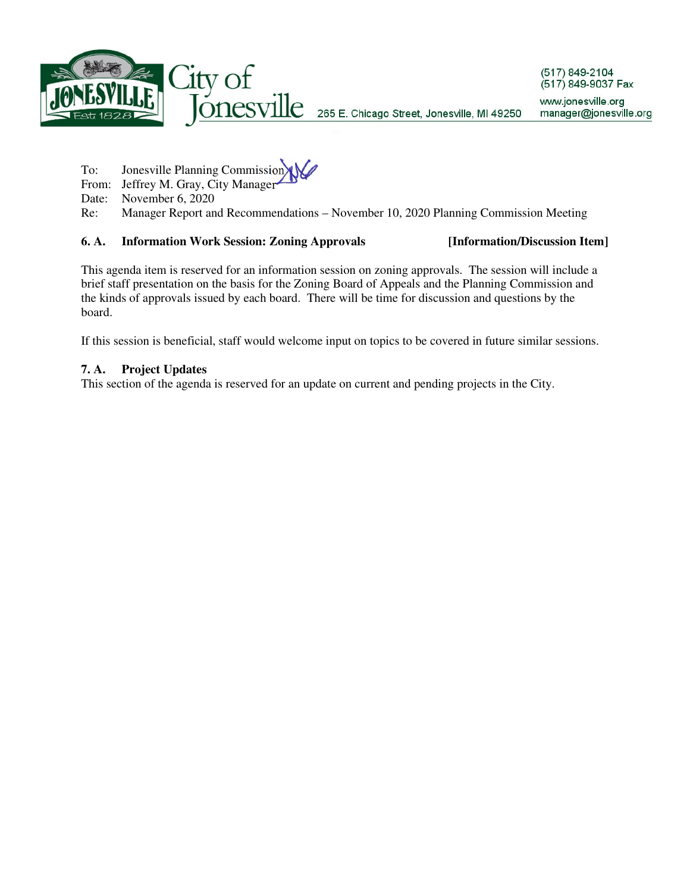City of Jonesville 265 E. Chicago Street, Jonesville, MI 49250

(517) 849-2104
(517) 849-9037 Fax
www.jonesville.org
manager@jonesville.org

To: Jonesville Planning Commission
From: Jeffrey M. Gray, City Manager
Date: November 6, 2020
Re: Manager Report and Recommendations – November 10, 2020 Planning Commission Meeting

**6. A. Information Work Session: Zoning Approvals** **[Information/Discussion Item]**

This agenda item is reserved for an information session on zoning approvals. The session will include a brief staff presentation on the basis for the Zoning Board of Appeals and the Planning Commission and the kinds of approvals issued by each board. There will be time for discussion and questions by the board.

If this session is beneficial, staff would welcome input on topics to be covered in future similar sessions.

**7. A. Project Updates**

This section of the agenda is reserved for an update on current and pending projects in the City.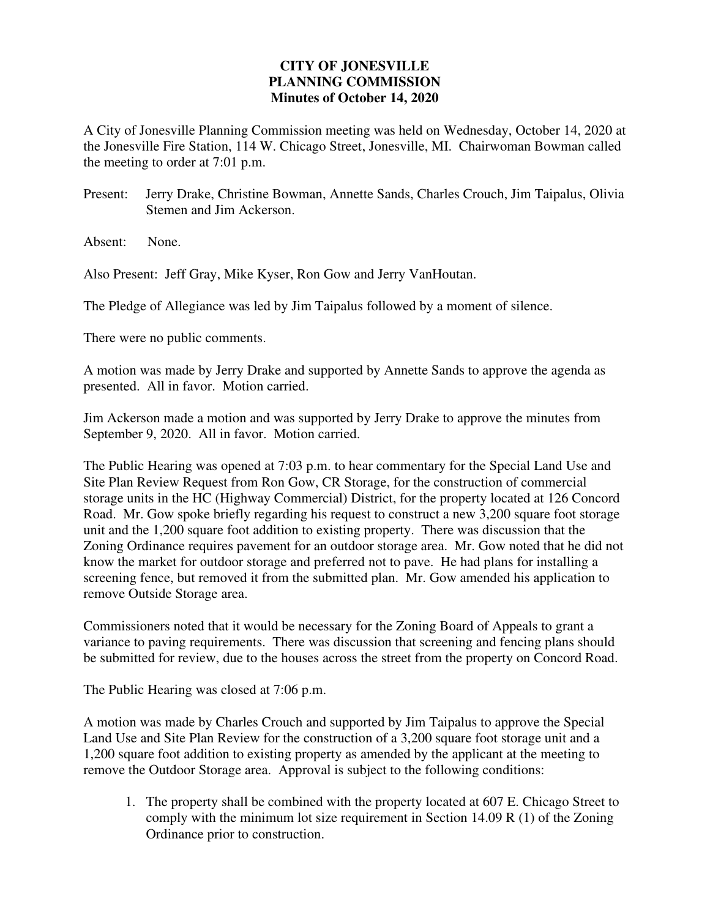**CITY OF JONESVILLE**
**PLANNING COMMISSION**
**Minutes of October 14, 2020**

A City of Jonesville Planning Commission meeting was held on Wednesday, October 14, 2020 at the Jonesville Fire Station, 114 W. Chicago Street, Jonesville, MI. Chairwoman Bowman called the meeting to order at 7:01 p.m.

Present: Jerry Drake, Christine Bowman, Annette Sands, Charles Crouch, Jim Taipalus, Olivia Stemen and Jim Ackerson.

Absent: None.

Also Present: Jeff Gray, Mike Kyser, Ron Gow and Jerry VanHoutan.

The Pledge of Allegiance was led by Jim Taipalus followed by a moment of silence.

There were no public comments.

A motion was made by Jerry Drake and supported by Annette Sands to approve the agenda as presented. All in favor. Motion carried.

Jim Ackerson made a motion and was supported by Jerry Drake to approve the minutes from September 9, 2020. All in favor. Motion carried.

The Public Hearing was opened at 7:03 p.m. to hear commentary for the Special Land Use and Site Plan Review Request from Ron Gow, CR Storage, for the construction of commercial storage units in the HC (Highway Commercial) District, for the property located at 126 Concord Road. Mr. Gow spoke briefly regarding his request to construct a new 3,200 square foot storage unit and the 1,200 square foot addition to existing property. There was discussion that the Zoning Ordinance requires pavement for an outdoor storage area. Mr. Gow noted that he did not know the market for outdoor storage and preferred not to pave. He had plans for installing a screening fence, but removed it from the submitted plan. Mr. Gow amended his application to remove Outside Storage area.

Commissioners noted that it would be necessary for the Zoning Board of Appeals to grant a variance to paving requirements. There was discussion that screening and fencing plans should be submitted for review, due to the houses across the street from the property on Concord Road.

The Public Hearing was closed at 7:06 p.m.

A motion was made by Charles Crouch and supported by Jim Taipalus to approve the Special Land Use and Site Plan Review for the construction of a 3,200 square foot storage unit and a 1,200 square foot addition to existing property as amended by the applicant at the meeting to remove the Outdoor Storage area. Approval is subject to the following conditions:

1. The property shall be combined with the property located at 607 E. Chicago Street to comply with the minimum lot size requirement in Section 14.09 R (1) of the Zoning Ordinance prior to construction.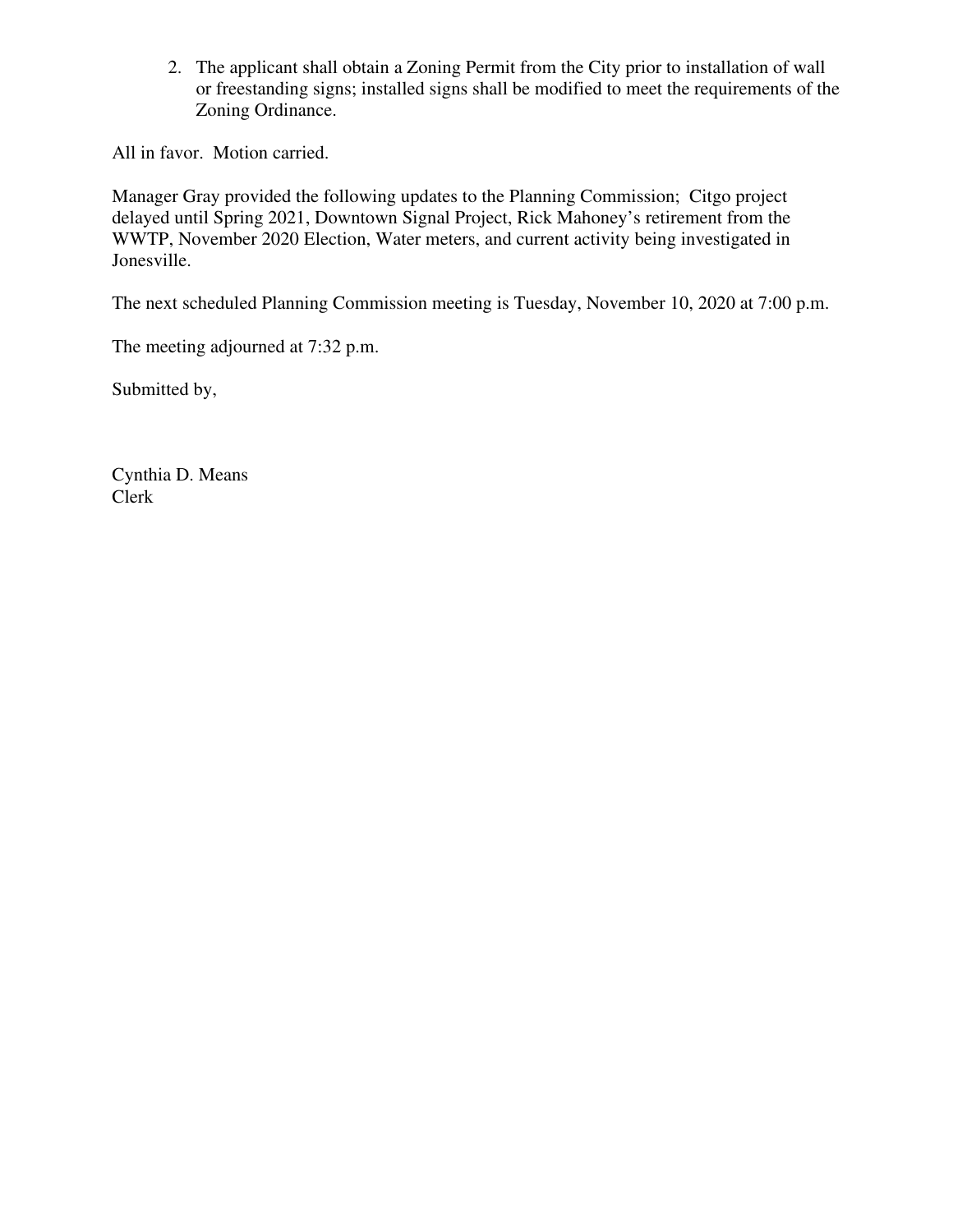2. The applicant shall obtain a Zoning Permit from the City prior to installation of wall or freestanding signs; installed signs shall be modified to meet the requirements of the Zoning Ordinance.

All in favor. Motion carried.

Manager Gray provided the following updates to the Planning Commission; Citgo project delayed until Spring 2021, Downtown Signal Project, Rick Mahoney's retirement from the WWTP, November 2020 Election, Water meters, and current activity being investigated in Jonesville.

The next scheduled Planning Commission meeting is Tuesday, November 10, 2020 at 7:00 p.m.

The meeting adjourned at 7:32 p.m.

Submitted by,

Cynthia D. Means
Clerk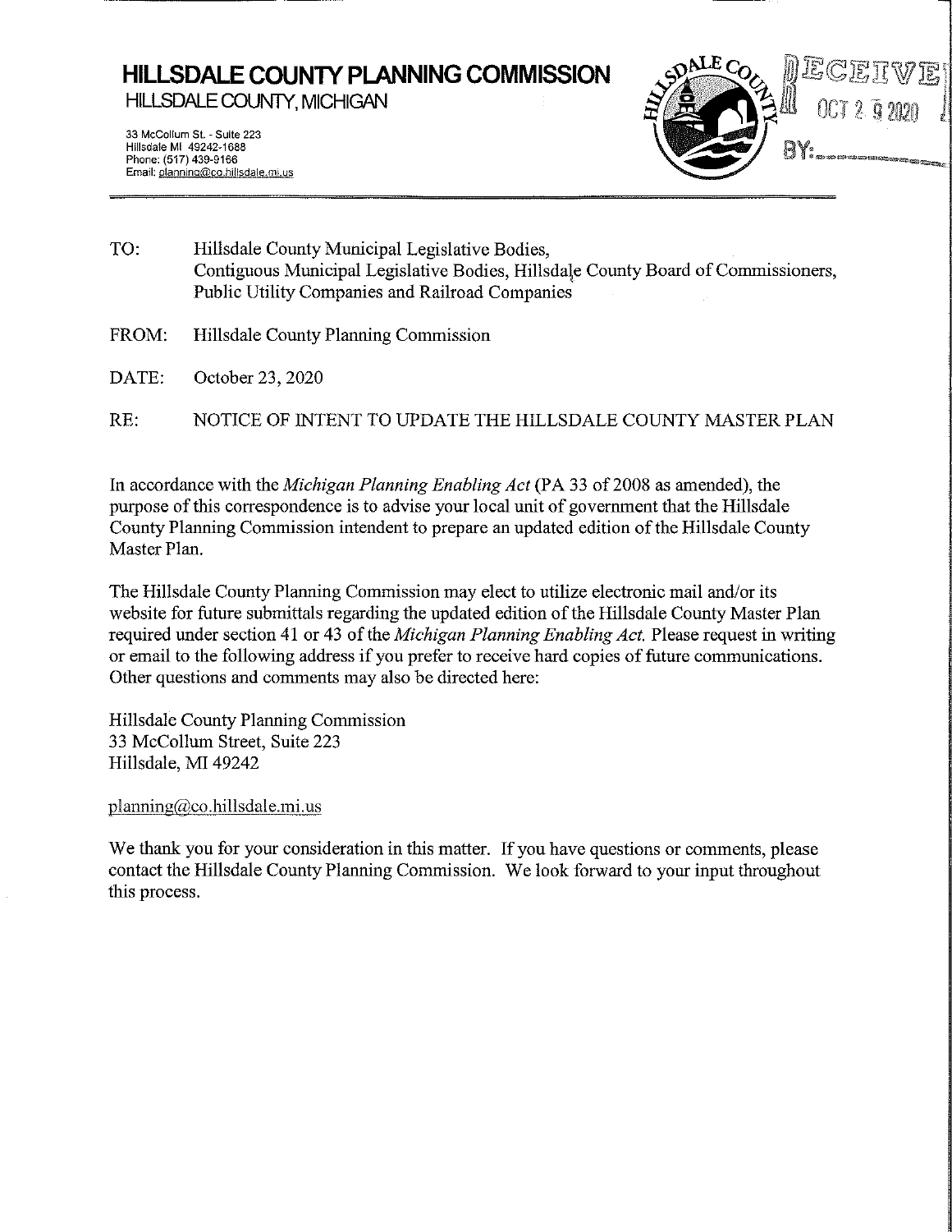# HILLSDALE COUNTY PLANNING COMMISSION

HILLSDALE COUNTY, MICHIGAN

33 McCollum St. - Suite 223
Hillsdale MI 49242-1688
Phone: (517) 439-9166
Email: planning@co.hillsdale.mi.us

RECEIVED
OCT 2 9 2020
BY:

TO: Hillsdale County Municipal Legislative Bodies, Contiguous Municipal Legislative Bodies, Hillsdale County Board of Commissioners, Public Utility Companies and Railroad Companies

FROM: Hillsdale County Planning Commission

DATE: October 23, 2020

RE: NOTICE OF INTENT TO UPDATE THE HILLSDALE COUNTY MASTER PLAN

In accordance with the *Michigan Planning Enabling Act* (PA 33 of 2008 as amended), the purpose of this correspondence is to advise your local unit of government that the Hillsdale County Planning Commission intendent to prepare an updated edition of the Hillsdale County Master Plan.

The Hillsdale County Planning Commission may elect to utilize electronic mail and/or its website for future submittals regarding the updated edition of the Hillsdale County Master Plan required under section 41 or 43 of the *Michigan Planning Enabling Act.* Please request in writing or email to the following address if you prefer to receive hard copies of future communications. Other questions and comments may also be directed here:

Hillsdale County Planning Commission
33 McCollum Street, Suite 223
Hillsdale, MI 49242

planning@co.hillsdale.mi.us

We thank you for your consideration in this matter. If you have questions or comments, please contact the Hillsdale County Planning Commission. We look forward to your input throughout this process.